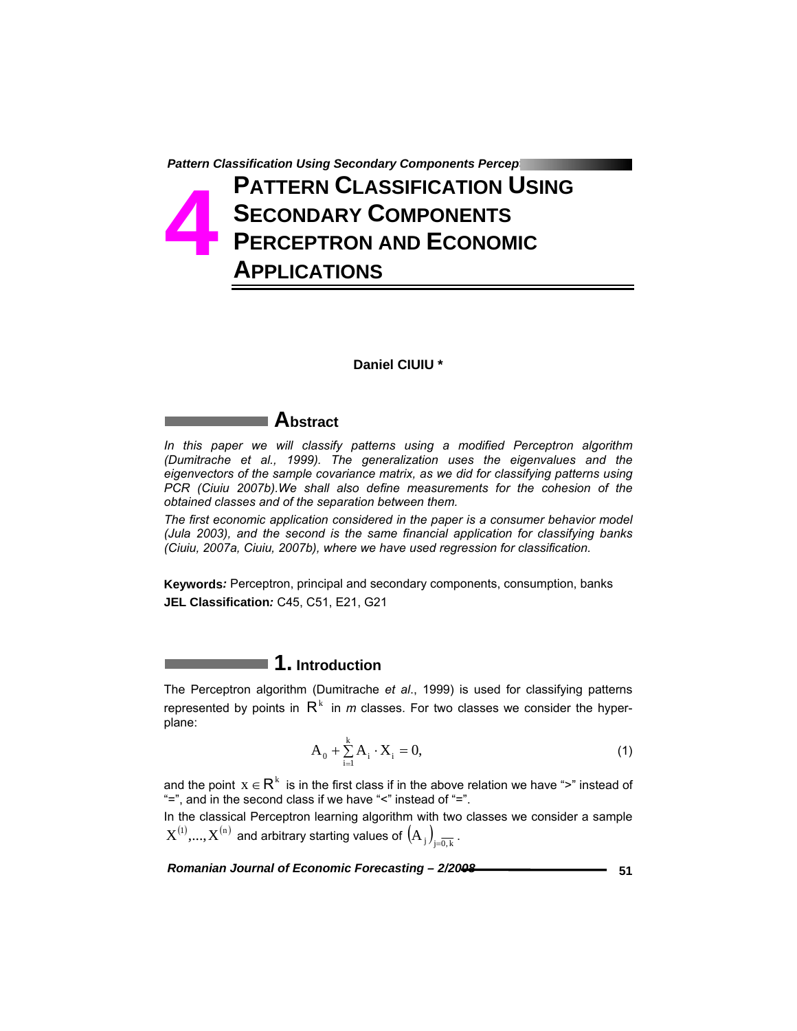# 4 PATTERN CLASSIFICATION USING SECONDARY COMPONENTS PERCEPTRON AND ECONOMIC APPLICATIONS

**Daniel CIUIU \***

## Abstract

*In this paper we will classify patterns using a modified Perceptron algorithm (Dumitrache et al., 1999). The generalization uses the eigenvalues and the eigenvectors of the sample covariance matrix, as we did for classifying patterns using PCR (Ciuiu 2007b).We shall also define measurements for the cohesion of the obtained classes and of the separation between them.*

*The first economic application considered in the paper is a consumer behavior model (Jula 2003), and the second is the same financial application for classifying banks (Ciuiu, 2007a, Ciuiu, 2007b), where we have used regression for classification.*

**Keywords:** Perceptron, principal and secondary components, consumption, banks

**JEL Classification:** C45, C51, E21, G21

## 1. Introduction

The Perceptron algorithm (Dumitrache *et al*., 1999) is used for classifying patterns represented by points in $\mathbb{R}^k$ in *m* classes. For two classes we consider the hyper-plane:

$$A_0 + \sum_{i=1}^{k} A_i \cdot X_i = 0, \tag{1}$$

and the point $x \in \mathbb{R}^k$ is in the first class if in the above relation we have ">" instead of "=", and in the second class if we have "<" instead of "=".

In the classical Perceptron learning algorithm with two classes we consider a sample $X^{(1)},...,X^{(n)}$ and arbitrary starting values of $\left(A_j\right)_{j=\overline{0,k}}$.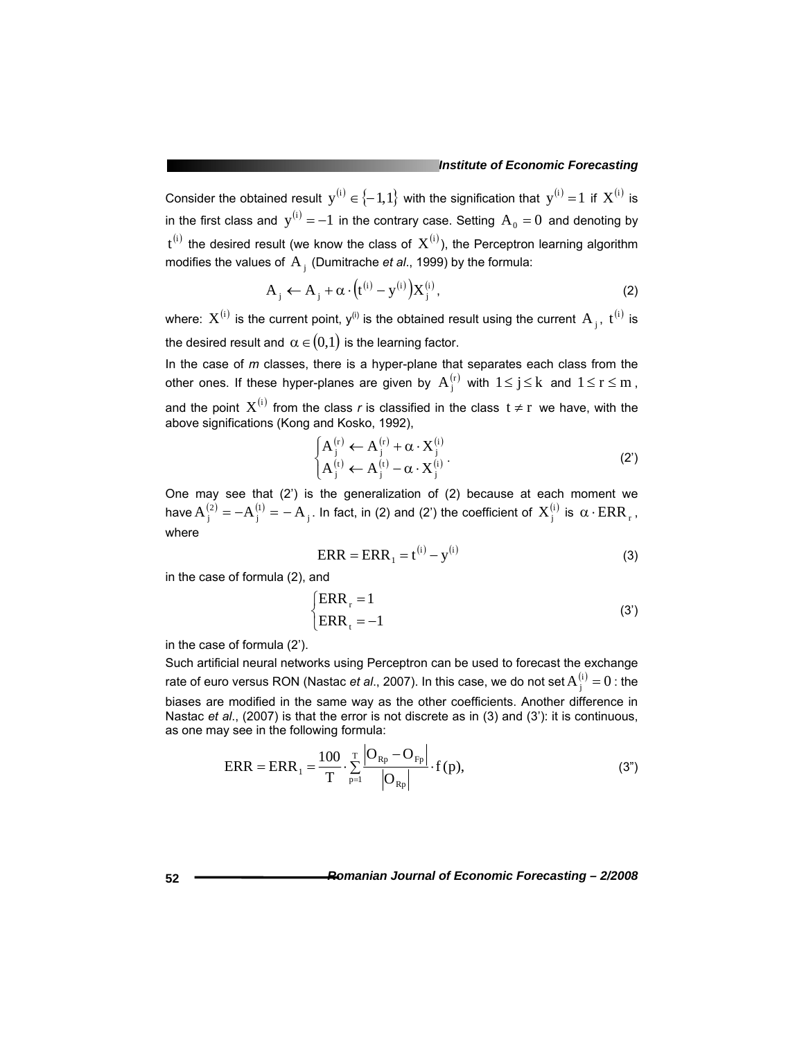Consider the obtained result $y^{(i)} \in \{-1,1\}$ with the signification that $y^{(i)} = 1$ if $X^{(i)}$ is in the first class and $y^{(i)} = -1$ in the contrary case. Setting $A_0 = 0$ and denoting by $t^{(i)}$ the desired result (we know the class of $X^{(i)}$), the Perceptron learning algorithm modifies the values of $A_j$ (Dumitrache *et al*., 1999) by the formula:

$$A_j \leftarrow A_j + \alpha \cdot \left(t^{(i)} - y^{(i)}\right) X_j^{(i)}, \tag{2}$$

where: $X^{(i)}$ is the current point, $y^{(i)}$ is the obtained result using the current $A_j$, $t^{(i)}$ is the desired result and $\alpha \in (0,1)$ is the learning factor.

In the case of *m* classes, there is a hyper-plane that separates each class from the other ones. If these hyper-planes are given by $A_j^{(r)}$ with $1 \le j \le k$ and $1 \le r \le m$, and the point $X^{(i)}$ from the class *r* is classified in the class $t \ne r$ we have, with the above significations (Kong and Kosko, 1992),

$$\begin{cases} A_j^{(r)} \leftarrow A_j^{(r)} + \alpha \cdot X_j^{(i)} \\ A_j^{(t)} \leftarrow A_j^{(t)} - \alpha \cdot X_j^{(i)} \end{cases}. \tag{2'}$$

One may see that (2') is the generalization of (2) because at each moment we have $A_j^{(2)} = -A_j^{(1)} = -A_j$. In fact, in (2) and (2') the coefficient of $X_j^{(i)}$ is $\alpha \cdot ERR_r$, where

$$ERR = ERR_1 = t^{(i)} - y^{(i)} \tag{3}$$

in the case of formula (2), and

$$\begin{cases} ERR_r = 1 \\ ERR_t = -1 \end{cases} \tag{3'}$$

in the case of formula (2').

Such artificial neural networks using Perceptron can be used to forecast the exchange rate of euro versus RON (Nastac *et al*., 2007). In this case, we do not set $A_j^{(i)} = 0$ : the biases are modified in the same way as the other coefficients. Another difference in Nastac *et al*., (2007) is that the error is not discrete as in (3) and (3'): it is continuous, as one may see in the following formula:

$$ERR = ERR_1 = \frac{100}{T} \cdot \sum_{p=1}^{T} \frac{\left|O_{Rp} - O_{Fp}\right|}{\left|O_{Rp}\right|} \cdot f(p), \tag{3''}$$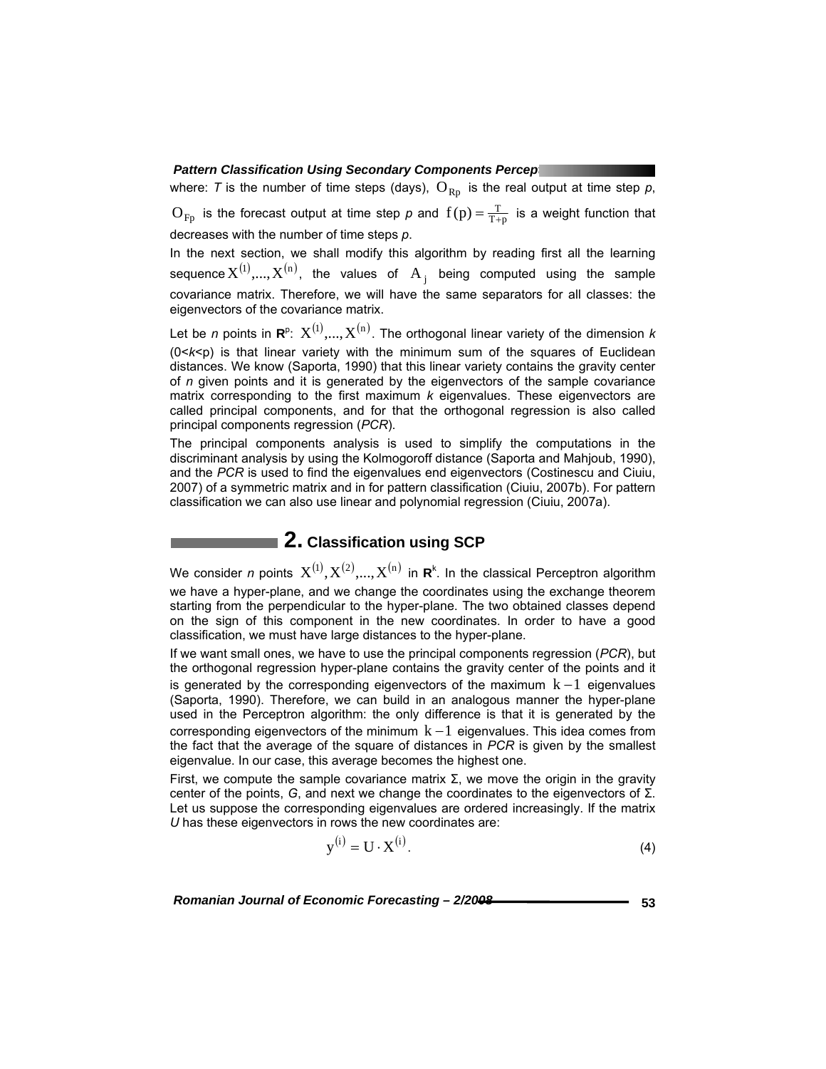where: $T$ is the number of time steps (days), $O_{Rp}$ is the real output at time step $p$, $O_{Fp}$ is the forecast output at time step $p$ and $f(p) = \frac{T}{T+p}$ is a weight function that decreases with the number of time steps $p$.

In the next section, we shall modify this algorithm by reading first all the learning sequence $X^{(1)},...,X^{(n)}$, the values of $A_j$ being computed using the sample covariance matrix. Therefore, we will have the same separators for all classes: the eigenvectors of the covariance matrix.

Let be $n$ points in $\mathbf{R}^p$: $X^{(1)},...,X^{(n)}$. The orthogonal linear variety of the dimension $k$ ($0<k<p$) is that linear variety with the minimum sum of the squares of Euclidean distances. We know (Saporta, 1990) that this linear variety contains the gravity center of $n$ given points and it is generated by the eigenvectors of the sample covariance matrix corresponding to the first maximum $k$ eigenvalues. These eigenvectors are called principal components, and for that the orthogonal regression is also called principal components regression (*PCR*).

The principal components analysis is used to simplify the computations in the discriminant analysis by using the Kolmogoroff distance (Saporta and Mahjoub, 1990), and the *PCR* is used to find the eigenvalues end eigenvectors (Costinescu and Ciuiu, 2007) of a symmetric matrix and in for pattern classification (Ciuiu, 2007b). For pattern classification we can also use linear and polynomial regression (Ciuiu, 2007a).

## 2. Classification using SCP

We consider $n$ points $X^{(1)}, X^{(2)},...,X^{(n)}$ in $\mathbf{R}^k$. In the classical Perceptron algorithm we have a hyper-plane, and we change the coordinates using the exchange theorem starting from the perpendicular to the hyper-plane. The two obtained classes depend on the sign of this component in the new coordinates. In order to have a good classification, we must have large distances to the hyper-plane.

If we want small ones, we have to use the principal components regression (*PCR*), but the orthogonal regression hyper-plane contains the gravity center of the points and it is generated by the corresponding eigenvectors of the maximum $k-1$ eigenvalues (Saporta, 1990). Therefore, we can build in an analogous manner the hyper-plane used in the Perceptron algorithm: the only difference is that it is generated by the corresponding eigenvectors of the minimum $k-1$ eigenvalues. This idea comes from the fact that the average of the square of distances in *PCR* is given by the smallest eigenvalue. In our case, this average becomes the highest one.

First, we compute the sample covariance matrix Σ, we move the origin in the gravity center of the points, *G*, and next we change the coordinates to the eigenvectors of Σ. Let us suppose the corresponding eigenvalues are ordered increasingly. If the matrix *U* has these eigenvectors in rows the new coordinates are:

$$y^{(i)} = U \cdot X^{(i)}. \tag{4}$$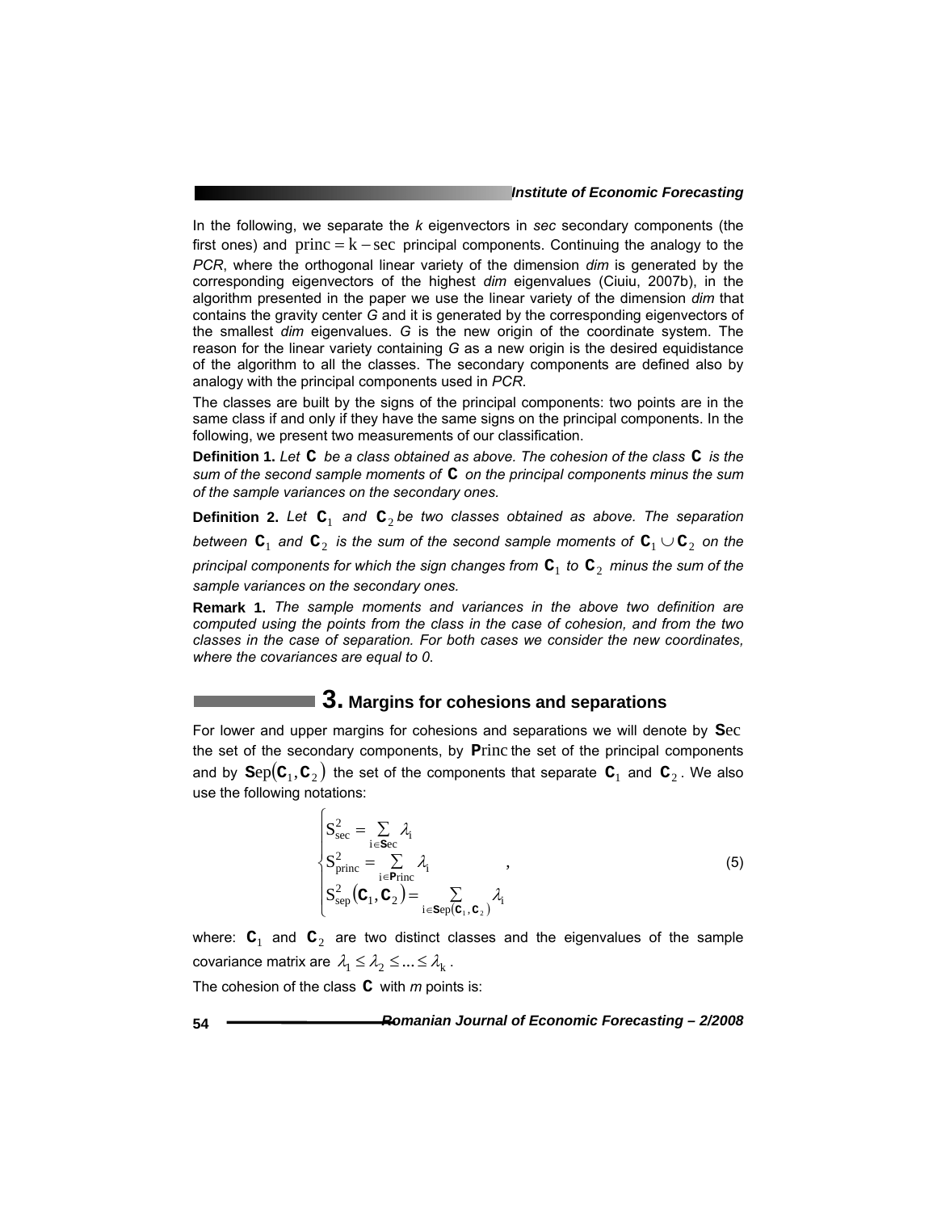In the following, we separate the *k* eigenvectors in *sec* secondary components (the first ones) and $\text{princ} = \text{k} - \text{sec}$ principal components. Continuing the analogy to the *PCR*, where the orthogonal linear variety of the dimension *dim* is generated by the corresponding eigenvectors of the highest *dim* eigenvalues (Ciuiu, 2007b), in the algorithm presented in the paper we use the linear variety of the dimension *dim* that contains the gravity center *G* and it is generated by the corresponding eigenvectors of the smallest *dim* eigenvalues. *G* is the new origin of the coordinate system. The reason for the linear variety containing *G* as a new origin is the desired equidistance of the algorithm to all the classes. The secondary components are defined also by analogy with the principal components used in *PCR*.

The classes are built by the signs of the principal components: two points are in the same class if and only if they have the same signs on the principal components. In the following, we present two measurements of our classification.

**Definition 1.** *Let $\mathbf{C}$ be a class obtained as above. The cohesion of the class $\mathbf{C}$ is the sum of the second sample moments of $\mathbf{C}$ on the principal components minus the sum of the sample variances on the secondary ones.*

**Definition 2.** *Let $\mathbf{C}_1$ and $\mathbf{C}_2$ be two classes obtained as above. The separation between $\mathbf{C}_1$ and $\mathbf{C}_2$ is the sum of the second sample moments of $\mathbf{C}_1 \cup \mathbf{C}_2$ on the principal components for which the sign changes from $\mathbf{C}_1$ to $\mathbf{C}_2$ minus the sum of the sample variances on the secondary ones.*

**Remark 1.** *The sample moments and variances in the above two definition are computed using the points from the class in the case of cohesion, and from the two classes in the case of separation. For both cases we consider the new coordinates, where the covariances are equal to 0.*

## 3. Margins for cohesions and separations

For lower and upper margins for cohesions and separations we will denote by $\mathbf{S}\text{ec}$ the set of the secondary components, by $\mathbf{P}\text{rinc}$ the set of the principal components and by $\mathbf{S}\text{ep}(\mathbf{C}_1, \mathbf{C}_2)$ the set of the components that separate $\mathbf{C}_1$ and $\mathbf{C}_2$. We also use the following notations:

$$\begin{cases} S_{\text{sec}}^2 = \sum\limits_{i \in \mathbf{S}\text{ec}} \lambda_i \\ S_{\text{princ}}^2 = \sum\limits_{i \in \mathbf{P}\text{rinc}} \lambda_i \\ S_{\text{sep}}^2(\mathbf{C}_1, \mathbf{C}_2) = \sum\limits_{i \in \mathbf{S}\text{ep}(\mathbf{C}_1, \mathbf{C}_2)} \lambda_i \end{cases}, \tag{5}$$

where: $\mathbf{C}_1$ and $\mathbf{C}_2$ are two distinct classes and the eigenvalues of the sample covariance matrix are $\lambda_1 \le \lambda_2 \le ... \le \lambda_k$.

The cohesion of the class $\mathbf{C}$ with *m* points is: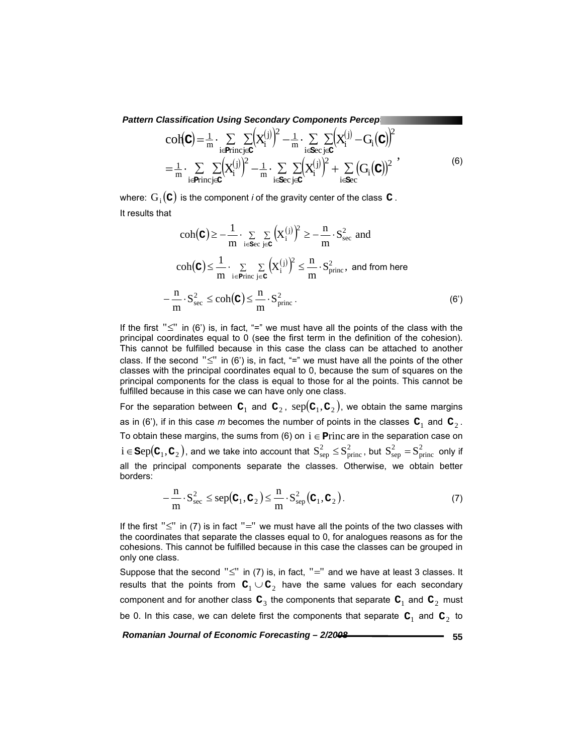$$\operatorname{coh}(\mathbf{C}) = \frac{1}{m} \cdot \sum_{i \in \mathbf{P}\mathrm{rinc}} \sum_{j \in \mathbf{C}} \left(X_i^{(j)}\right)^2 - \frac{1}{m} \cdot \sum_{i \in \mathbf{S}\mathrm{ec}} \sum_{j \in \mathbf{C}} \left(X_i^{(j)} - G_i(\mathbf{C})\right)^2$$

$$= \frac{1}{m} \cdot \sum_{i \in \mathbf{P}\mathrm{rinc}} \sum_{j \in \mathbf{C}} \left(X_i^{(j)}\right)^2 - \frac{1}{m} \cdot \sum_{i \in \mathbf{S}\mathrm{ec}} \sum_{j \in \mathbf{C}} \left(X_i^{(j)}\right)^2 + \sum_{i \in \mathbf{S}\mathrm{ec}} \left(G_i(\mathbf{C})\right)^2, \tag{6}$$

where: $G_i(\mathbf{C})$ is the component *i* of the gravity center of the class $\mathbf{C}$.

It results that

$$\operatorname{coh}(\mathbf{C}) \geq -\frac{1}{m} \cdot \sum_{i \in \mathbf{S}\mathrm{ec}} \sum_{j \in \mathbf{C}} \left(X_i^{(j)}\right)^2 \geq -\frac{n}{m} \cdot S_{\mathrm{sec}}^2 \text{ and}$$

$$\operatorname{coh}(\mathbf{C}) \leq \frac{1}{m} \cdot \sum_{i \in \mathbf{P}\mathrm{rinc}} \sum_{j \in \mathbf{C}} \left(X_i^{(j)}\right)^2 \leq \frac{n}{m} \cdot S_{\mathrm{princ}}^2, \text{ and from here}$$

$$-\frac{n}{m} \cdot S_{\mathrm{sec}}^2 \leq \operatorname{coh}(\mathbf{C}) \leq \frac{n}{m} \cdot S_{\mathrm{princ}}^2. \tag{6'}$$

If the first "$\leq$" in (6') is, in fact, "=" we must have all the points of the class with the principal coordinates equal to 0 (see the first term in the definition of the cohesion). This cannot be fulfilled because in this case the class can be attached to another class. If the second "$\leq$" in (6') is, in fact, "=" we must have all the points of the other classes with the principal coordinates equal to 0, because the sum of squares on the principal components for the class is equal to those for al the points. This cannot be fulfilled because in this case we can have only one class.

For the separation between $\mathbf{C}_1$ and $\mathbf{C}_2$, $\operatorname{sep}(\mathbf{C}_1, \mathbf{C}_2)$, we obtain the same margins as in (6'), if in this case *m* becomes the number of points in the classes $\mathbf{C}_1$ and $\mathbf{C}_2$. To obtain these margins, the sums from (6) on $i \in \mathbf{P}\mathrm{rinc}$ are in the separation case on $i \in \mathbf{S}\mathrm{ep}(\mathbf{C}_1, \mathbf{C}_2)$, and we take into account that $S_{\mathrm{sep}}^2 \leq S_{\mathrm{princ}}^2$, but $S_{\mathrm{sep}}^2 = S_{\mathrm{princ}}^2$ only if all the principal components separate the classes. Otherwise, we obtain better borders:

$$-\frac{n}{m} \cdot S_{\mathrm{sec}}^2 \leq \operatorname{sep}(\mathbf{C}_1, \mathbf{C}_2) \leq \frac{n}{m} \cdot S_{\mathrm{sep}}^2(\mathbf{C}_1, \mathbf{C}_2). \tag{7}$$

If the first "$\leq$" in (7) is in fact "$=$" we must have all the points of the two classes with the coordinates that separate the classes equal to 0, for analogues reasons as for the cohesions. This cannot be fulfilled because in this case the classes can be grouped in only one class.

Suppose that the second "$\leq$" in (7) is, in fact, "$=$" and we have at least 3 classes. It results that the points from $\mathbf{C}_1 \cup \mathbf{C}_2$ have the same values for each secondary component and for another class $\mathbf{C}_3$ the components that separate $\mathbf{C}_1$ and $\mathbf{C}_2$ must be 0. In this case, we can delete first the components that separate $\mathbf{C}_1$ and $\mathbf{C}_2$ to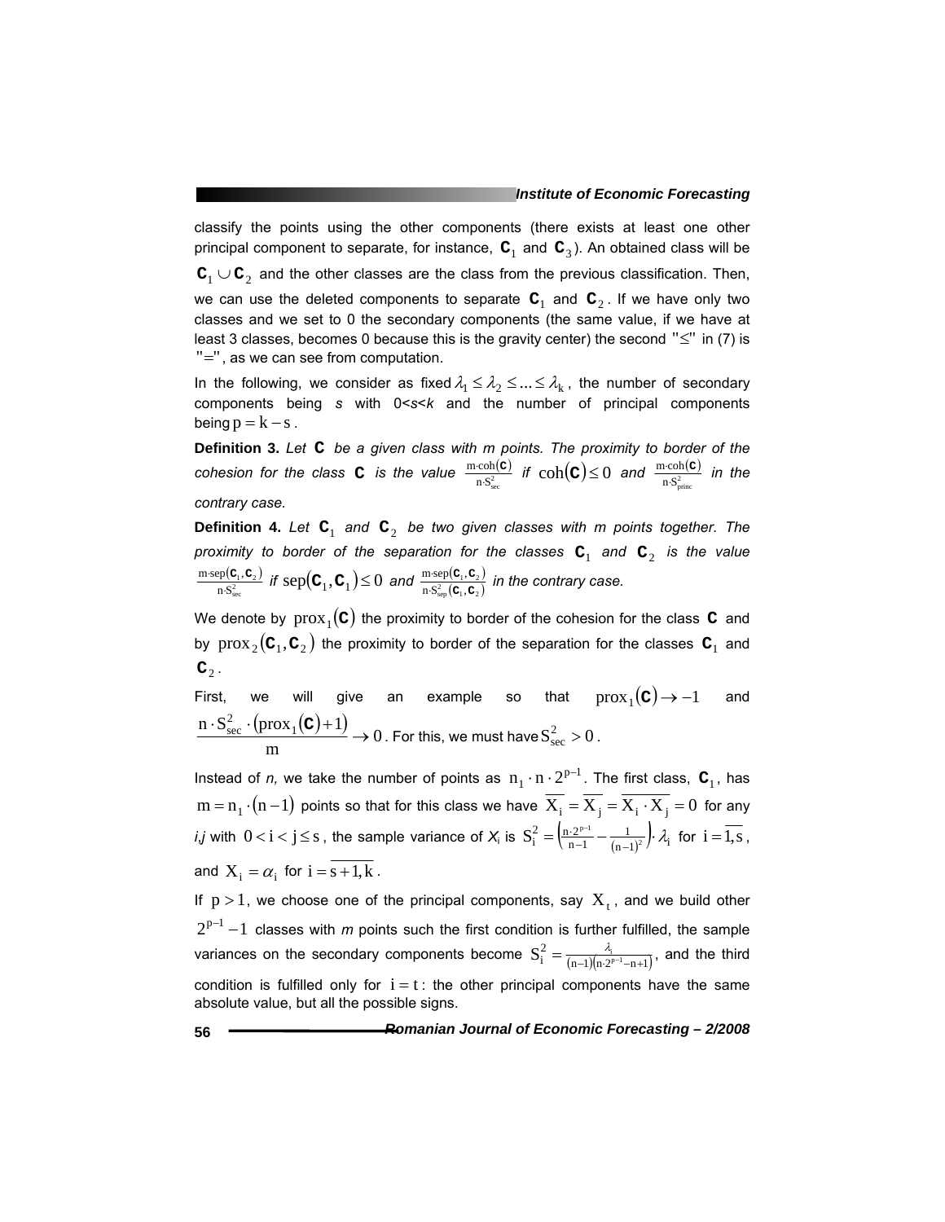classify the points using the other components (there exists at least one other principal component to separate, for instance, $\mathbf{C}_1$ and $\mathbf{C}_3$). An obtained class will be $\mathbf{C}_1 \cup \mathbf{C}_2$ and the other classes are the class from the previous classification. Then, we can use the deleted components to separate $\mathbf{C}_1$ and $\mathbf{C}_2$. If we have only two classes and we set to 0 the secondary components (the same value, if we have at least 3 classes, becomes 0 because this is the gravity center) the second "$\leq$" in (7) is "$=$", as we can see from computation.

In the following, we consider as fixed $\lambda_1 \leq \lambda_2 \leq ... \leq \lambda_k$, the number of secondary components being *s* with 0<*s*<*k* and the number of principal components being $p = k - s$.

**Definition 3.** *Let* $\mathbf{C}$ *be a given class with m points. The proximity to border of the cohesion for the class* $\mathbf{C}$ *is the value* $\frac{m \cdot \mathrm{coh}(\mathbf{C})}{n \cdot S_{sec}^2}$ *if* $\mathrm{coh}(\mathbf{C}) \leq 0$ *and* $\frac{m \cdot \mathrm{coh}(\mathbf{C})}{n \cdot S_{princ}^2}$ *in the contrary case.*

**Definition 4.** *Let* $\mathbf{C}_1$ *and* $\mathbf{C}_2$ *be two given classes with m points together. The proximity to border of the separation for the classes* $\mathbf{C}_1$ *and* $\mathbf{C}_2$ *is the value* $\frac{m \cdot \mathrm{sep}(\mathbf{C}_1, \mathbf{C}_2)}{n \cdot S_{sec}^2}$ *if* $\mathrm{sep}(\mathbf{C}_1, \mathbf{C}_1) \leq 0$ *and* $\frac{m \cdot \mathrm{sep}(\mathbf{C}_1, \mathbf{C}_2)}{n \cdot S_{sep}^2(\mathbf{C}_1, \mathbf{C}_2)}$ *in the contrary case.*

We denote by $\mathrm{prox}_1(\mathbf{C})$ the proximity to border of the cohesion for the class $\mathbf{C}$ and by $\mathrm{prox}_2(\mathbf{C}_1, \mathbf{C}_2)$ the proximity to border of the separation for the classes $\mathbf{C}_1$ and $\mathbf{C}_2$.

First, we will give an example so that $\mathrm{prox}_1(\mathbf{C}) \to -1$ and $\frac{n \cdot S_{sec}^2 \cdot (\mathrm{prox}_1(\mathbf{C}) + 1)}{m} \to 0$. For this, we must have $S_{sec}^2 > 0$.

Instead of *n,* we take the number of points as $n_1 \cdot n \cdot 2^{p-1}$. The first class, $\mathbf{C}_1$, has $m = n_1 \cdot (n - 1)$ points so that for this class we have $\overline{X_i} = \overline{X_j} = \overline{X_i \cdot X_j} = 0$ for any *i,j* with $0 < i < j \leq s$, the sample variance of $X_i$ is $S_i^2 = \left(\frac{n \cdot 2^{p-1}}{n-1} - \frac{1}{(n-1)^2}\right) \cdot \lambda_i$ for $i = \overline{1, s}$, and $X_i = \alpha_i$ for $i = \overline{s+1, k}$.

If $p > 1$, we choose one of the principal components, say $X_t$, and we build other $2^{p-1} - 1$ classes with *m* points such the first condition is further fulfilled, the sample variances on the secondary components become $S_i^2 = \frac{\lambda_i}{(n-1)(n \cdot 2^{p-1} - n + 1)}$, and the third condition is fulfilled only for $i = t$: the other principal components have the same absolute value, but all the possible signs.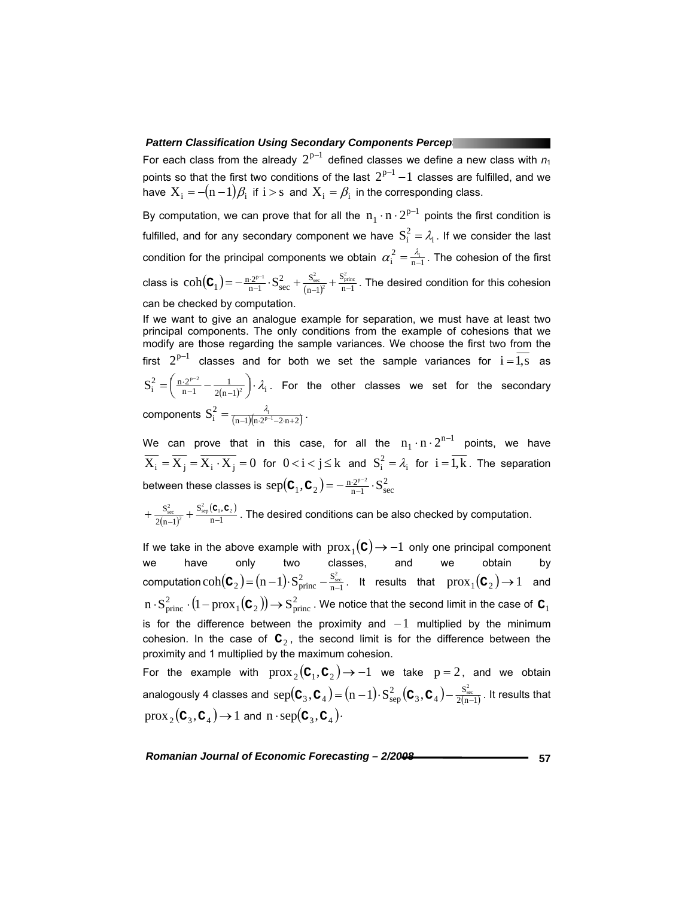For each class from the already $2^{p-1}$ defined classes we define a new class with $n_1$ points so that the first two conditions of the last $2^{p-1}-1$ classes are fulfilled, and we have $X_i = -(n-1)\beta_i$ if $i > s$ and $X_i = \beta_i$ in the corresponding class.

By computation, we can prove that for all the $n_1 \cdot n \cdot 2^{p-1}$ points the first condition is fulfilled, and for any secondary component we have $S_i^2 = \lambda_i$. If we consider the last condition for the principal components we obtain $\alpha_i^2 = \frac{\lambda_i}{n-1}$. The cohesion of the first class is $\operatorname{coh}(\mathbf{C}_1) = -\frac{n \cdot 2^{p-1}}{n-1} \cdot S_{\sec}^2 + \frac{S_{\sec}^2}{(n-1)^2} + \frac{S_{\text{princ}}^2}{n-1}$. The desired condition for this cohesion can be checked by computation.

If we want to give an analogue example for separation, we must have at least two principal components. The only conditions from the example of cohesions that we modify are those regarding the sample variances. We choose the first two from the first $2^{p-1}$ classes and for both we set the sample variances for $i = \overline{1,s}$ as $S_i^2 = \left(\frac{n \cdot 2^{p-2}}{n-1} - \frac{1}{2(n-1)^2}\right) \cdot \lambda_i$. For the other classes we set for the secondary components $S_i^2 = \frac{\lambda_i}{(n-1)(n \cdot 2^{p-1} - 2 \cdot n + 2)}$.

We can prove that in this case, for all the $n_1 \cdot n \cdot 2^{n-1}$ points, we have $\overline{X_i} = \overline{X_j} = \overline{X_i \cdot X_j} = 0$ for $0 < i < j \le k$ and $S_i^2 = \lambda_i$ for $i = \overline{1,k}$. The separation between these classes is $\operatorname{sep}(\mathbf{C}_1, \mathbf{C}_2) = -\frac{n \cdot 2^{p-2}}{n-1} \cdot S_{\sec}^2 + \frac{S_{\sec}^2}{2(n-1)^2} + \frac{S_{\text{sep}}^2(\mathbf{C}_1, \mathbf{C}_2)}{n-1}$. The desired conditions can be also checked by computation.

If we take in the above example with $\operatorname{prox}_1(\mathbf{C}) \to -1$ only one principal component we have only two classes, and we obtain by computation $\operatorname{coh}(\mathbf{C}_2) = (n-1) \cdot S_{\text{princ}}^2 - \frac{S_{\sec}^2}{n-1}$. It results that $\operatorname{prox}_1(\mathbf{C}_2) \to 1$ and $n \cdot S_{\text{princ}}^2 \cdot (1 - \operatorname{prox}_1(\mathbf{C}_2)) \to S_{\text{princ}}^2$. We notice that the second limit in the case of $\mathbf{C}_1$ is for the difference between the proximity and $-1$ multiplied by the minimum cohesion. In the case of $\mathbf{C}_2$, the second limit is for the difference between the proximity and 1 multiplied by the maximum cohesion.

For the example with $\operatorname{prox}_2(\mathbf{C}_1, \mathbf{C}_2) \to -1$ we take $p = 2$, and we obtain analogously 4 classes and $\operatorname{sep}(\mathbf{C}_3, \mathbf{C}_4) = (n-1) \cdot S_{\text{sep}}^2(\mathbf{C}_3, \mathbf{C}_4) - \frac{S_{\sec}^2}{2(n-1)}$. It results that $\operatorname{prox}_2(\mathbf{C}_3, \mathbf{C}_4) \to 1$ and $n \cdot \operatorname{sep}(\mathbf{C}_3, \mathbf{C}_4) \cdot$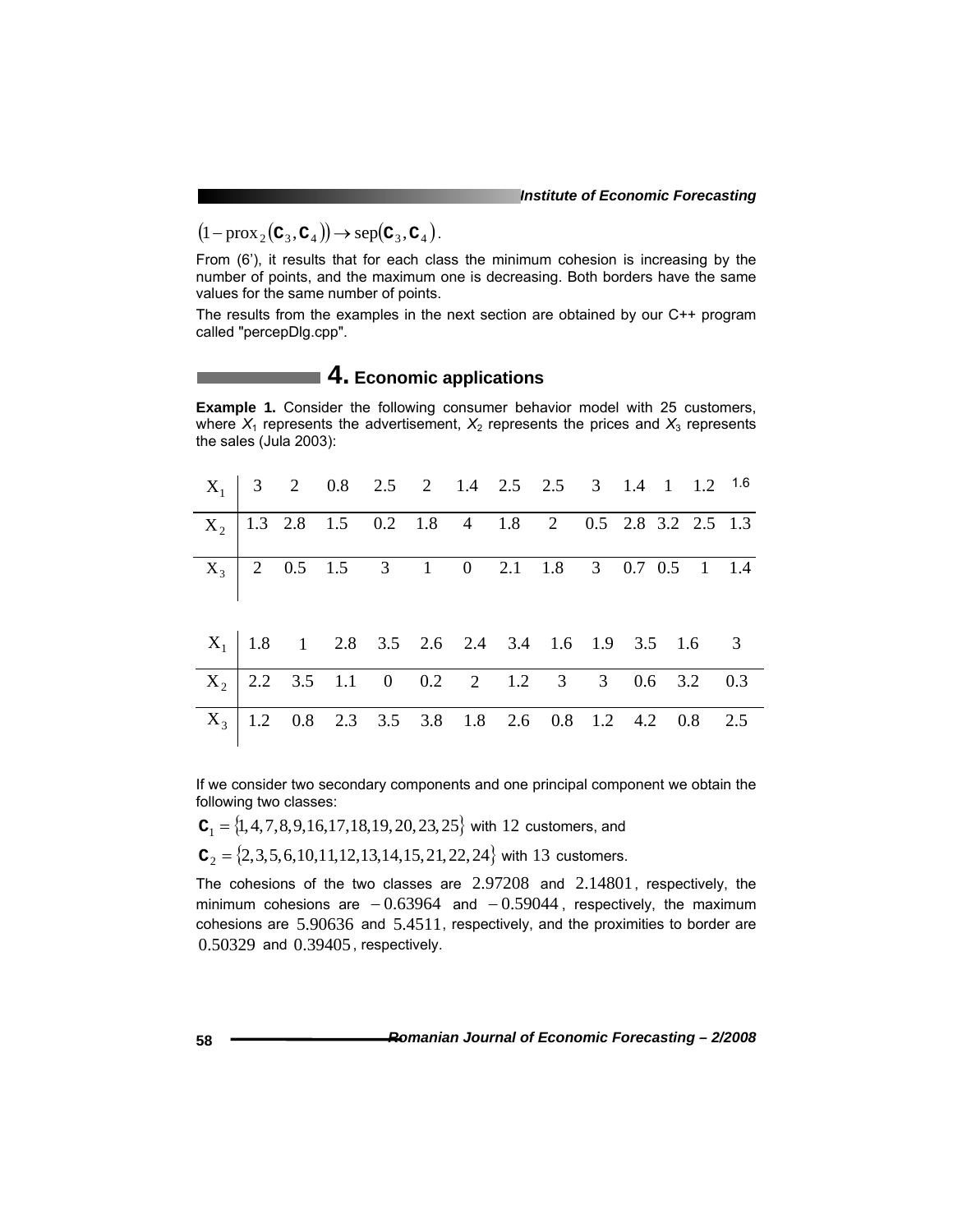$(1 - \text{prox}_2(\mathbf{C}_3, \mathbf{C}_4)) \to \text{sep}(\mathbf{C}_3, \mathbf{C}_4)$.

From (6'), it results that for each class the minimum cohesion is increasing by the number of points, and the maximum one is decreasing. Both borders have the same values for the same number of points.

The results from the examples in the next section are obtained by our C++ program called "percepDlg.cpp".

## 4. Economic applications

**Example 1.** Consider the following consumer behavior model with 25 customers, where $X_1$ represents the advertisement, $X_2$ represents the prices and $X_3$ represents the sales (Jula 2003):

| | | | | | | | | | | | | | |
|---|---|---|---|---|---|---|---|---|---|---|---|---|---|
| $X_1$ | 3 | 2 | 0.8 | 2.5 | 2 | 1.4 | 2.5 | 2.5 | 3 | 1.4 | 1 | 1.2 | 1.6 |
| $X_2$ | 1.3 | 2.8 | 1.5 | 0.2 | 1.8 | 4 | 1.8 | 2 | 0.5 | 2.8 | 3.2 | 2.5 | 1.3 |
| $X_3$ | 2 | 0.5 | 1.5 | 3 | 1 | 0 | 2.1 | 1.8 | 3 | 0.7 | 0.5 | 1 | 1.4 |

| | | | | | | | | | | | | |
|---|---|---|---|---|---|---|---|---|---|---|---|---|
| $X_1$ | 1.8 | 1 | 2.8 | 3.5 | 2.6 | 2.4 | 3.4 | 1.6 | 1.9 | 3.5 | 1.6 | 3 |
| $X_2$ | 2.2 | 3.5 | 1.1 | 0 | 0.2 | 2 | 1.2 | 3 | 3 | 0.6 | 3.2 | 0.3 |
| $X_3$ | 1.2 | 0.8 | 2.3 | 3.5 | 3.8 | 1.8 | 2.6 | 0.8 | 1.2 | 4.2 | 0.8 | 2.5 |

If we consider two secondary components and one principal component we obtain the following two classes:

$\mathbf{C}_1 = \{1, 4, 7, 8, 9, 16, 17, 18, 19, 20, 23, 25\}$ with $12$ customers, and

$\mathbf{C}_2 = \{2, 3, 5, 6, 10, 11, 12, 13, 14, 15, 21, 22, 24\}$ with $13$ customers.

The cohesions of the two classes are $2.97208$ and $2.14801$, respectively, the minimum cohesions are $-0.63964$ and $-0.59044$, respectively, the maximum cohesions are $5.90636$ and $5.4511$, respectively, and the proximities to border are $0.50329$ and $0.39405$, respectively.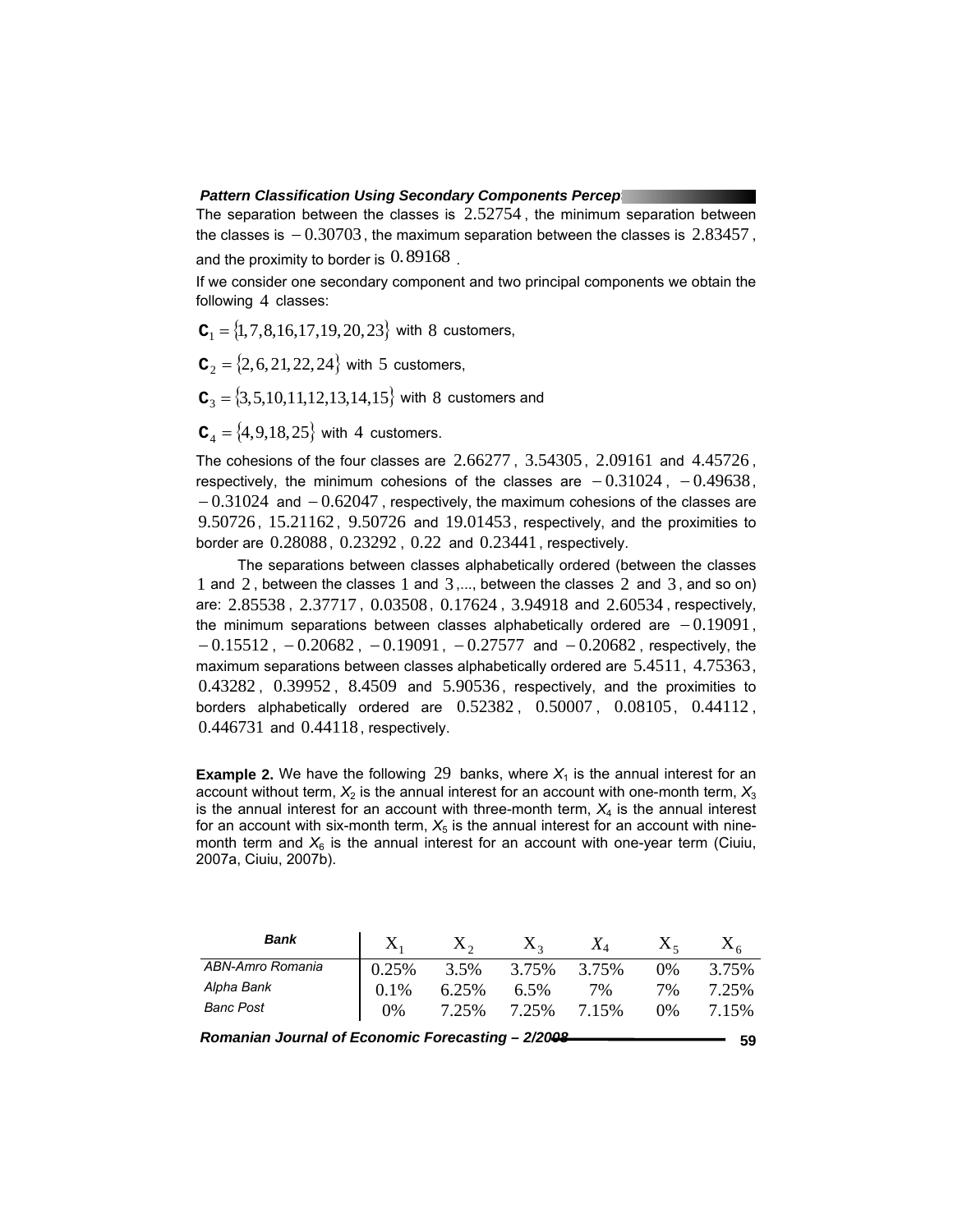The separation between the classes is $2.52754$, the minimum separation between the classes is $-0.30703$, the maximum separation between the classes is $2.83457$, and the proximity to border is $0.89168$.

If we consider one secondary component and two principal components we obtain the following $4$ classes:

$\mathbf{C}_1 = \{1, 7, 8, 16, 17, 19, 20, 23\}$ with $8$ customers,

$\mathbf{C}_2 = \{2, 6, 21, 22, 24\}$ with $5$ customers,

$\mathbf{C}_3 = \{3, 5, 10, 11, 12, 13, 14, 15\}$ with $8$ customers and

$\mathbf{C}_4 = \{4, 9, 18, 25\}$ with $4$ customers.

The cohesions of the four classes are $2.66277$, $3.54305$, $2.09161$ and $4.45726$, respectively, the minimum cohesions of the classes are $-0.31024$, $-0.49638$, $-0.31024$ and $-0.62047$, respectively, the maximum cohesions of the classes are $9.50726$, $15.21162$, $9.50726$ and $19.01453$, respectively, and the proximities to border are $0.28088$, $0.23292$, $0.22$ and $0.23441$, respectively.

The separations between classes alphabetically ordered (between the classes $1$ and $2$, between the classes $1$ and $3$,..., between the classes $2$ and $3$, and so on) are: $2.85538$, $2.37717$, $0.03508$, $0.17624$, $3.94918$ and $2.60534$, respectively, the minimum separations between classes alphabetically ordered are $-0.19091$, $-0.15512$, $-0.20682$, $-0.19091$, $-0.27577$ and $-0.20682$, respectively, the maximum separations between classes alphabetically ordered are $5.4511$, $4.75363$, $0.43282$, $0.39952$, $8.4509$ and $5.90536$, respectively, and the proximities to borders alphabetically ordered are $0.52382$, $0.50007$, $0.08105$, $0.44112$, $0.446731$ and $0.44118$, respectively.

**Example 2.** We have the following $29$ banks, where $X_1$ is the annual interest for an account without term, $X_2$ is the annual interest for an account with one-month term, $X_3$ is the annual interest for an account with three-month term, $X_4$ is the annual interest for an account with six-month term, $X_5$ is the annual interest for an account with nine-month term and $X_6$ is the annual interest for an account with one-year term (Ciuiu, 2007a, Ciuiu, 2007b).

| *Bank* | $X_1$ | $X_2$ | $X_3$ | $X_4$ | $X_5$ | $X_6$ |
|---|---|---|---|---|---|---|
| *ABN-Amro Romania* | 0.25% | 3.5% | 3.75% | 3.75% | 0% | 3.75% |
| *Alpha Bank* | 0.1% | 6.25% | 6.5% | 7% | 7% | 7.25% |
| *Banc Post* | 0% | 7.25% | 7.25% | 7.15% | 0% | 7.15% |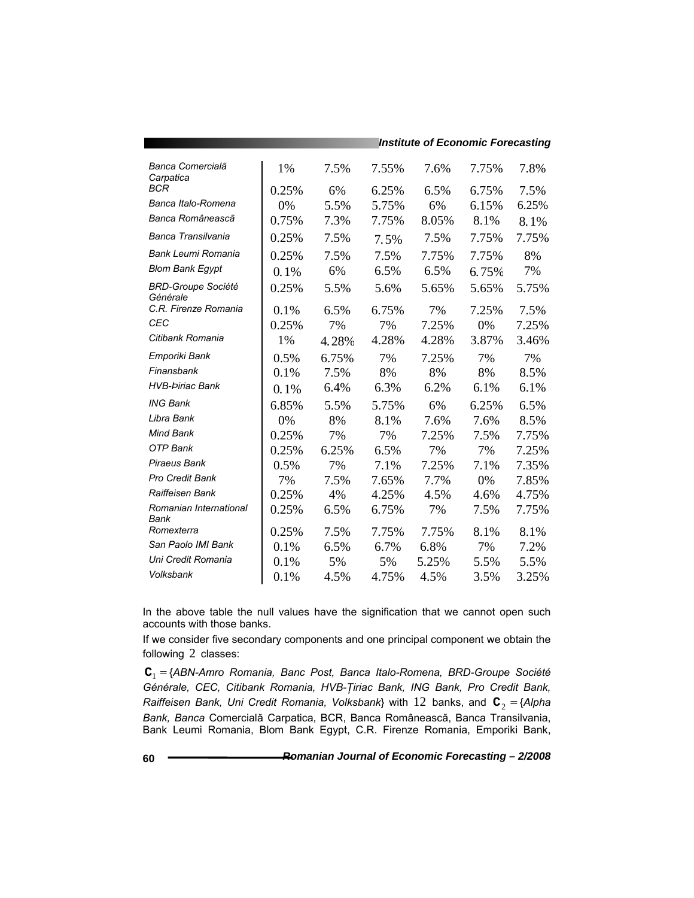| | | | | | | |
|---|---|---|---|---|---|---|
| Banca Comercială Carpatica | 1% | 7.5% | 7.55% | 7.6% | 7.75% | 7.8% |
| BCR | 0.25% | 6% | 6.25% | 6.5% | 6.75% | 7.5% |
| Banca Italo-Romena | 0% | 5.5% | 5.75% | 6% | 6.15% | 6.25% |
| Banca Românească | 0.75% | 7.3% | 7.75% | 8.05% | 8.1% | 8.1% |
| Banca Transilvania | 0.25% | 7.5% | 7.5% | 7.5% | 7.75% | 7.75% |
| Bank Leumi Romania | 0.25% | 7.5% | 7.5% | 7.75% | 7.75% | 8% |
| Blom Bank Egypt | 0.1% | 6% | 6.5% | 6.5% | 6.75% | 7% |
| BRD-Groupe Société Générale | 0.25% | 5.5% | 5.6% | 5.65% | 5.65% | 5.75% |
| C.R. Firenze Romania | 0.1% | 6.5% | 6.75% | 7% | 7.25% | 7.5% |
| CEC | 0.25% | 7% | 7% | 7.25% | 0% | 7.25% |
| Citibank Romania | 1% | 4.28% | 4.28% | 4.28% | 3.87% | 3.46% |
| Emporiki Bank | 0.5% | 6.75% | 7% | 7.25% | 7% | 7% |
| Finansbank | 0.1% | 7.5% | 8% | 8% | 8% | 8.5% |
| HVB-Þiriac Bank | 0.1% | 6.4% | 6.3% | 6.2% | 6.1% | 6.1% |
| ING Bank | 6.85% | 5.5% | 5.75% | 6% | 6.25% | 6.5% |
| Libra Bank | 0% | 8% | 8.1% | 7.6% | 7.6% | 8.5% |
| Mind Bank | 0.25% | 7% | 7% | 7.25% | 7.5% | 7.75% |
| OTP Bank | 0.25% | 6.25% | 6.5% | 7% | 7% | 7.25% |
| Piraeus Bank | 0.5% | 7% | 7.1% | 7.25% | 7.1% | 7.35% |
| Pro Credit Bank | 7% | 7.5% | 7.65% | 7.7% | 0% | 7.85% |
| Raiffeisen Bank | 0.25% | 4% | 4.25% | 4.5% | 4.6% | 4.75% |
| Romanian International Bank | 0.25% | 6.5% | 6.75% | 7% | 7.5% | 7.75% |
| Romexterra | 0.25% | 7.5% | 7.75% | 7.75% | 8.1% | 8.1% |
| San Paolo IMI Bank | 0.1% | 6.5% | 6.7% | 6.8% | 7% | 7.2% |
| Uni Credit Romania | 0.1% | 5% | 5% | 5.25% | 5.5% | 5.5% |
| Volksbank | 0.1% | 4.5% | 4.75% | 4.5% | 3.5% | 3.25% |

In the above table the null values have the signification that we cannot open such accounts with those banks.

If we consider five secondary components and one principal component we obtain the following $2$ classes:

$\mathbf{C}_1 =$ {*ABN-Amro Romania, Banc Post, Banca Italo-Romena, BRD-Groupe Société Générale, CEC, Citibank Romania, HVB-Țiriac Bank, ING Bank, Pro Credit Bank, Raiffeisen Bank, Uni Credit Romania, Volksbank*} with $12$ banks, and $\mathbf{C}_2 =$ {*Alpha Bank, Banca* Comercială Carpatica, BCR, Banca Românească, Banca Transilvania, Bank Leumi Romania, Blom Bank Egypt, C.R. Firenze Romania, Emporiki Bank,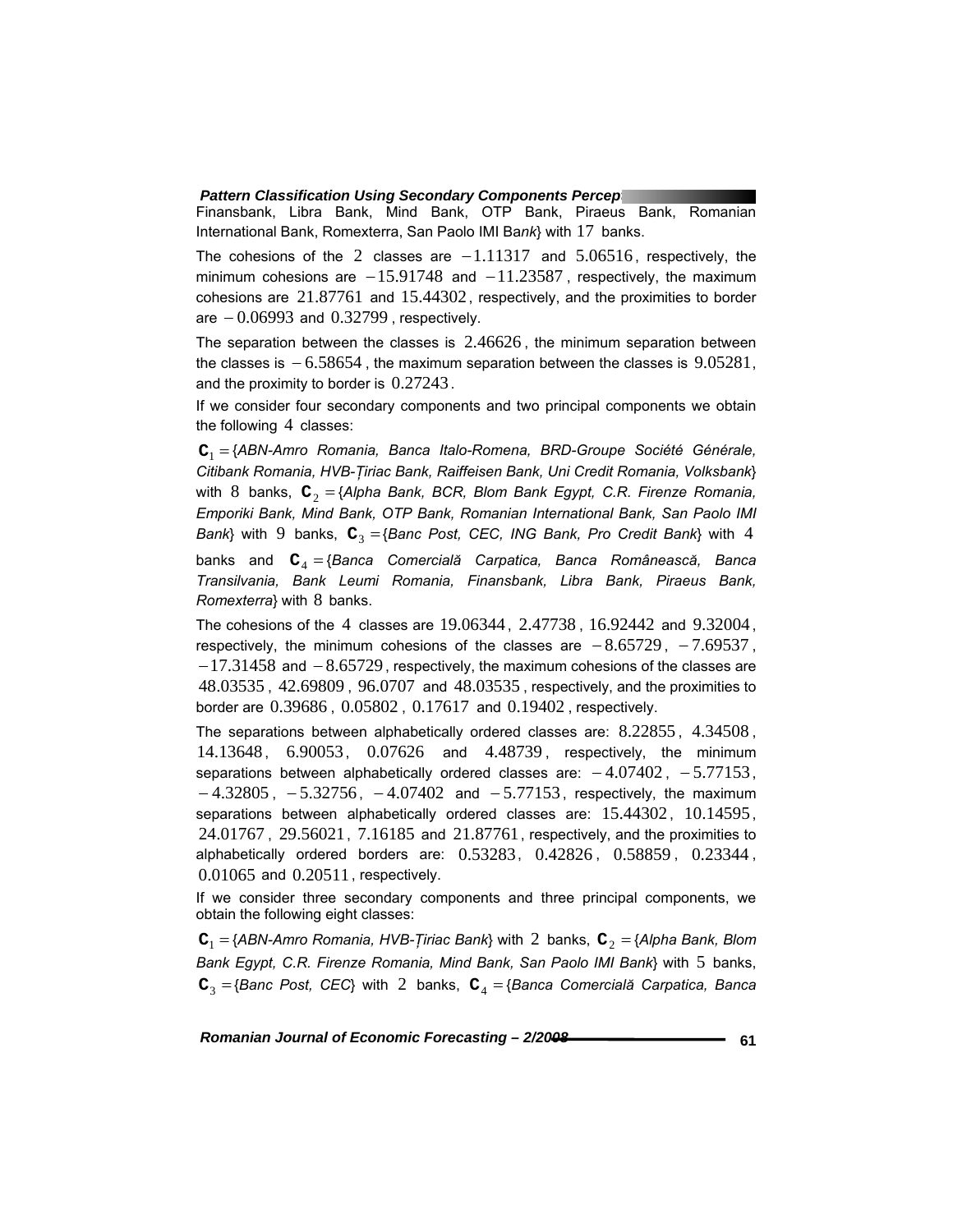Finansbank, Libra Bank, Mind Bank, OTP Bank, Piraeus Bank, Romanian International Bank, Romexterra, San Paolo IMI Ba*nk*} with $17$ banks.

The cohesions of the $2$ classes are $-1.11317$ and $5.06516$, respectively, the minimum cohesions are $-15.91748$ and $-11.23587$, respectively, the maximum cohesions are $21.87761$ and $15.44302$, respectively, and the proximities to border are $-0.06993$ and $0.32799$, respectively.

The separation between the classes is $2.46626$, the minimum separation between the classes is $-6.58654$, the maximum separation between the classes is $9.05281$, and the proximity to border is $0.27243$.

If we consider four secondary components and two principal components we obtain the following $4$ classes:

$\mathbf{C}_1 =$ {*ABN-Amro Romania, Banca Italo-Romena, BRD-Groupe Société Générale, Citibank Romania, HVB-Ţiriac Bank, Raiffeisen Bank, Uni Credit Romania, Volksbank*} with $8$ banks, $\mathbf{C}_2 =$ {*Alpha Bank, BCR, Blom Bank Egypt, C.R. Firenze Romania, Emporiki Bank, Mind Bank, OTP Bank, Romanian International Bank, San Paolo IMI Bank*} with $9$ banks, $\mathbf{C}_3 =$ {*Banc Post, CEC, ING Bank, Pro Credit Bank*} with $4$ banks and $\mathbf{C}_4 =$ {*Banca Comercială Carpatica, Banca Românească, Banca Transilvania, Bank Leumi Romania, Finansbank, Libra Bank, Piraeus Bank, Romexterra*} with $8$ banks.

The cohesions of the $4$ classes are $19.06344$, $2.47738$, $16.92442$ and $9.32004$, respectively, the minimum cohesions of the classes are $-8.65729$, $-7.69537$, $-17.31458$ and $-8.65729$, respectively, the maximum cohesions of the classes are $48.03535$, $42.69809$, $96.0707$ and $48.03535$, respectively, and the proximities to border are $0.39686$, $0.05802$, $0.17617$ and $0.19402$, respectively.

The separations between alphabetically ordered classes are: $8.22855$, $4.34508$, $14.13648$, $6.90053$, $0.07626$ and $4.48739$, respectively, the minimum separations between alphabetically ordered classes are: $-4.07402$, $-5.77153$, $-4.32805$, $-5.32756$, $-4.07402$ and $-5.77153$, respectively, the maximum separations between alphabetically ordered classes are: $15.44302$, $10.14595$, $24.01767$, $29.56021$, $7.16185$ and $21.87761$, respectively, and the proximities to alphabetically ordered borders are: $0.53283$, $0.42826$, $0.58859$, $0.23344$, $0.01065$ and $0.20511$, respectively.

If we consider three secondary components and three principal components, we obtain the following eight classes:

$\mathbf{C}_1 =$ {*ABN-Amro Romania, HVB-Ţiriac Bank*} with $2$ banks, $\mathbf{C}_2 =$ {*Alpha Bank, Blom Bank Egypt, C.R. Firenze Romania, Mind Bank, San Paolo IMI Bank*} with $5$ banks, $\mathbf{C}_3 =$ {*Banc Post, CEC*} with $2$ banks, $\mathbf{C}_4 =$ {*Banca Comercială Carpatica, Banca*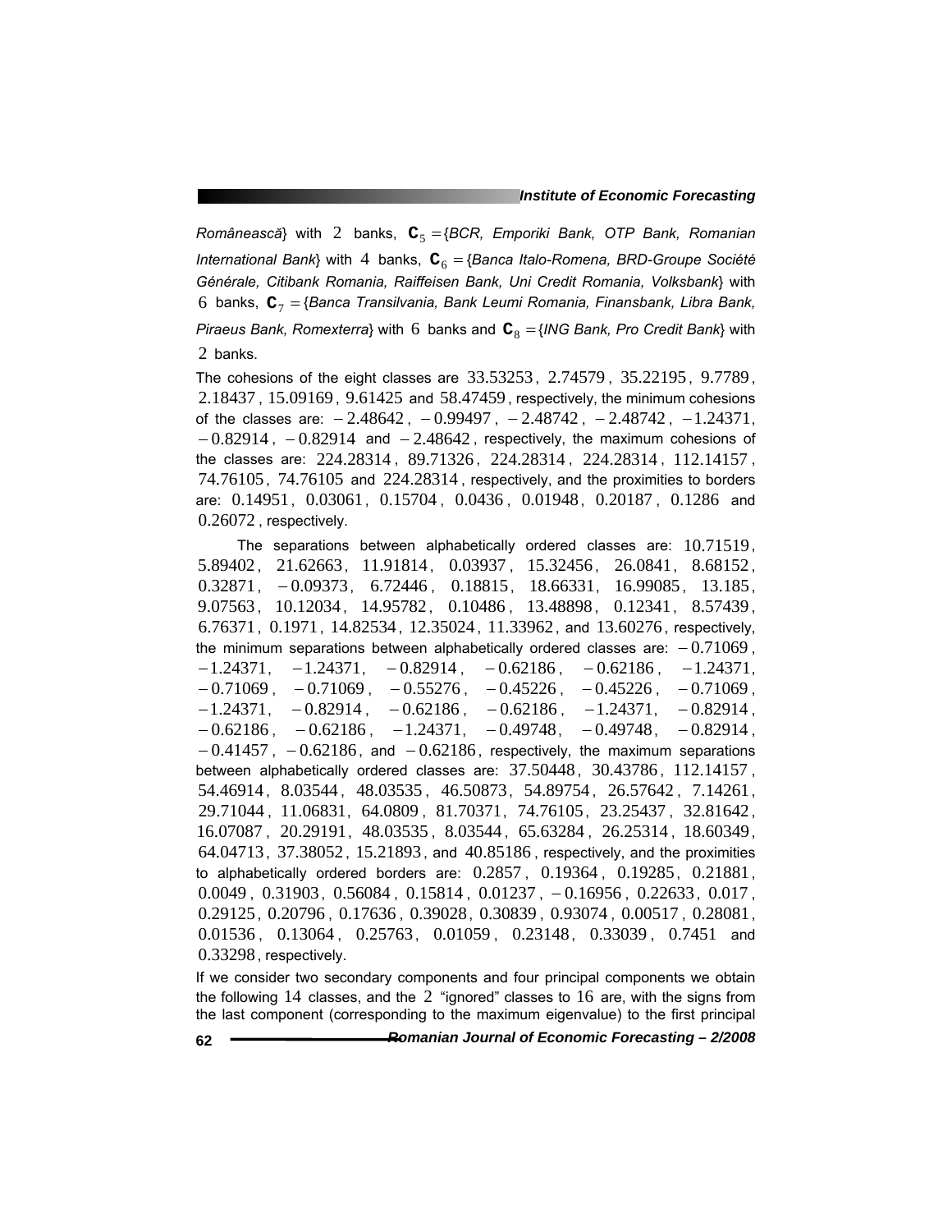*Românească*} with $2$ banks, $\mathbf{C}_5 =${*BCR, Emporiki Bank, OTP Bank, Romanian International Bank*} with $4$ banks, $\mathbf{C}_6 =${*Banca Italo-Romena, BRD-Groupe Société Générale, Citibank Romania, Raiffeisen Bank, Uni Credit Romania, Volksbank*} with $6$ banks, $\mathbf{C}_7 =${*Banca Transilvania, Bank Leumi Romania, Finansbank, Libra Bank, Piraeus Bank, Romexterra*} with $6$ banks and $\mathbf{C}_8 =${*ING Bank, Pro Credit Bank*} with $2$ banks.

The cohesions of the eight classes are $33.53253$, $2.74579$, $35.22195$, $9.7789$, $2.18437$, $15.09169$, $9.61425$ and $58.47459$, respectively, the minimum cohesions of the classes are: $-2.48642$, $-0.99497$, $-2.48742$, $-2.48742$, $-1.24371$, $-0.82914$, $-0.82914$ and $-2.48642$, respectively, the maximum cohesions of the classes are: $224.28314$, $89.71326$, $224.28314$, $224.28314$, $112.14157$, $74.76105$, $74.76105$ and $224.28314$, respectively, and the proximities to borders are: $0.14951$, $0.03061$, $0.15704$, $0.0436$, $0.01948$, $0.20187$, $0.1286$ and $0.26072$, respectively.

The separations between alphabetically ordered classes are: $10.71519$, $5.89402$, $21.62663$, $11.91814$, $0.03937$, $15.32456$, $26.0841$, $8.68152$, $0.32871$, $-0.09373$, $6.72446$, $0.18815$, $18.66331$, $16.99085$, $13.185$, $9.07563$, $10.12034$, $14.95782$, $0.10486$, $13.48898$, $0.12341$, $8.57439$, $6.76371$, $0.1971$, $14.82534$, $12.35024$, $11.33962$, and $13.60276$, respectively, the minimum separations between alphabetically ordered classes are: $-0.71069$, $-1.24371$, $-1.24371$, $-0.82914$, $-0.62186$, $-0.62186$, $-1.24371$, $-0.71069$, $-0.71069$, $-0.55276$, $-0.45226$, $-0.45226$, $-0.71069$, $-1.24371$, $-0.82914$, $-0.62186$, $-0.62186$, $-1.24371$, $-0.82914$, $-0.62186$, $-0.62186$, $-1.24371$, $-0.49748$, $-0.49748$, $-0.82914$, $-0.41457$, $-0.62186$, and $-0.62186$, respectively, the maximum separations between alphabetically ordered classes are: $37.50448$, $30.43786$, $112.14157$, $54.46914$, $8.03544$, $48.03535$, $46.50873$, $54.89754$, $26.57642$, $7.14261$, $29.71044$, $11.06831$, $64.0809$, $81.70371$, $74.76105$, $23.25437$, $32.81642$, $16.07087$, $20.29191$, $48.03535$, $8.03544$, $65.63284$, $26.25314$, $18.60349$, $64.04713$, $37.38052$, $15.21893$, and $40.85186$, respectively, and the proximities to alphabetically ordered borders are: $0.2857$, $0.19364$, $0.19285$, $0.21881$, $0.0049$, $0.31903$, $0.56084$, $0.15814$, $0.01237$, $-0.16956$, $0.22633$, $0.017$, $0.29125$, $0.20796$, $0.17636$, $0.39028$, $0.30839$, $0.93074$, $0.00517$, $0.28081$, $0.01536$, $0.13064$, $0.25763$, $0.01059$, $0.23148$, $0.33039$, $0.7451$ and $0.33298$, respectively.

If we consider two secondary components and four principal components we obtain the following $14$ classes, and the $2$ "ignored" classes to $16$ are, with the signs from the last component (corresponding to the maximum eigenvalue) to the first principal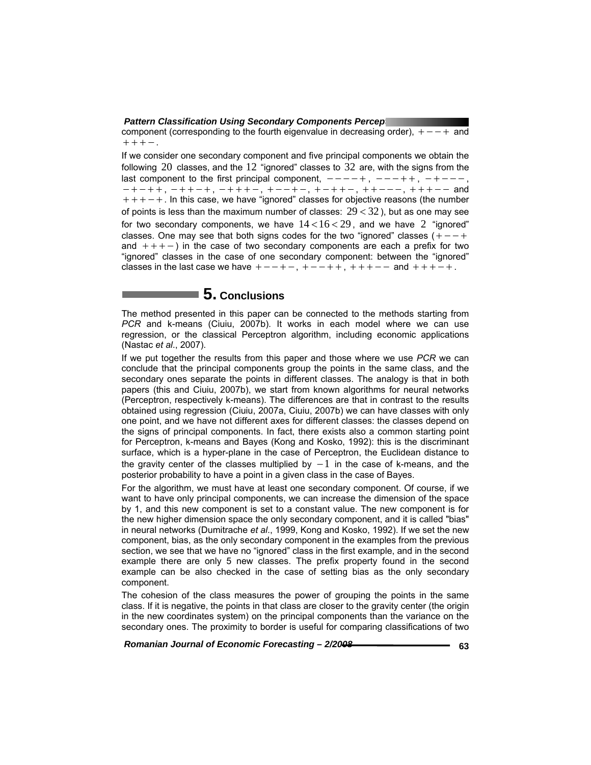component (corresponding to the fourth eigenvalue in decreasing order), $+--+$ and $+++-$.

If we consider one secondary component and five principal components we obtain the following $20$ classes, and the $12$ "ignored" classes to $32$ are, with the signs from the last component to the first principal component, $----+$, $---++$, $-+---$, $-+-++$, $-++-+$, $-+++-$, $+--+-$, $+-++-$, $++---$, $+++--$ and $+++-+$. In this case, we have "ignored" classes for objective reasons (the number of points is less than the maximum number of classes: $29 < 32$), but as one may see for two secondary components, we have $14 < 16 < 29$, and we have $2$ "ignored" classes. One may see that both signs codes for the two "ignored" classes ($+--+$ and $+++-$) in the case of two secondary components are each a prefix for two "ignored" classes in the case of one secondary component: between the "ignored" classes in the last case we have $+--+-$, $+--++$, $+++--$ and $+++-+$.

# 5. Conclusions

The method presented in this paper can be connected to the methods starting from *PCR* and k-means (Ciuiu, 2007b). It works in each model where we can use regression, or the classical Perceptron algorithm, including economic applications (Nastac *et al*., 2007).

If we put together the results from this paper and those where we use *PCR* we can conclude that the principal components group the points in the same class, and the secondary ones separate the points in different classes. The analogy is that in both papers (this and Ciuiu, 2007b), we start from known algorithms for neural networks (Perceptron, respectively k-means). The differences are that in contrast to the results obtained using regression (Ciuiu, 2007a, Ciuiu, 2007b) we can have classes with only one point, and we have not different axes for different classes: the classes depend on the signs of principal components. In fact, there exists also a common starting point for Perceptron, k-means and Bayes (Kong and Kosko, 1992): this is the discriminant surface, which is a hyper-plane in the case of Perceptron, the Euclidean distance to the gravity center of the classes multiplied by $-1$ in the case of k-means, and the posterior probability to have a point in a given class in the case of Bayes.

For the algorithm, we must have at least one secondary component. Of course, if we want to have only principal components, we can increase the dimension of the space by 1, and this new component is set to a constant value. The new component is for the new higher dimension space the only secondary component, and it is called "bias" in neural networks (Dumitrache *et al*., 1999, Kong and Kosko, 1992). If we set the new component, bias, as the only secondary component in the examples from the previous section, we see that we have no "ignored" class in the first example, and in the second example there are only 5 new classes. The prefix property found in the second example can be also checked in the case of setting bias as the only secondary component.

The cohesion of the class measures the power of grouping the points in the same class. If it is negative, the points in that class are closer to the gravity center (the origin in the new coordinates system) on the principal components than the variance on the secondary ones. The proximity to border is useful for comparing classifications of two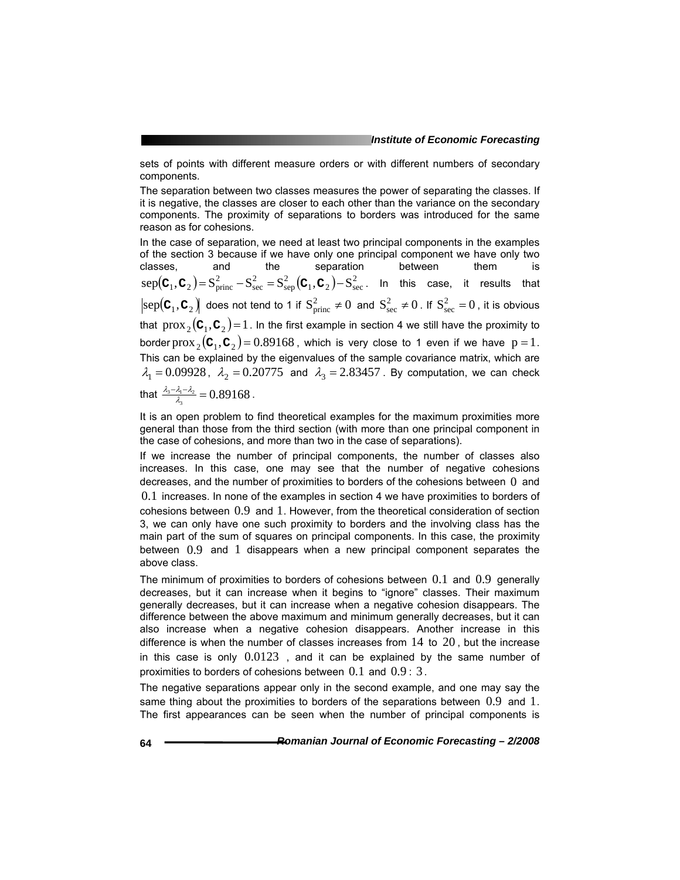sets of points with different measure orders or with different numbers of secondary components.

The separation between two classes measures the power of separating the classes. If it is negative, the classes are closer to each other than the variance on the secondary components. The proximity of separations to borders was introduced for the same reason as for cohesions.

In the case of separation, we need at least two principal components in the examples of the section 3 because if we have only one principal component we have only two classes, and the separation between them is $\operatorname{sep}(\mathbf{C}_1,\mathbf{C}_2)=S^2_{\text{princ}}-S^2_{\text{sec}}=S^2_{\text{sep}}(\mathbf{C}_1,\mathbf{C}_2)-S^2_{\text{sec}}$. In this case, it results that $|\operatorname{sep}(\mathbf{C}_1,\mathbf{C}_2)|$ does not tend to 1 if $S^2_{\text{princ}}\neq 0$ and $S^2_{\text{sec}}\neq 0$. If $S^2_{\text{sec}}=0$, it is obvious that $\operatorname{prox}_2(\mathbf{C}_1,\mathbf{C}_2)=1$. In the first example in section 4 we still have the proximity to border $\operatorname{prox}_2(\mathbf{C}_1,\mathbf{C}_2)=0.89168$, which is very close to 1 even if we have $p=1$. This can be explained by the eigenvalues of the sample covariance matrix, which are $\lambda_1=0.09928$, $\lambda_2=0.20775$ and $\lambda_3=2.83457$. By computation, we can check that $\frac{\lambda_3-\lambda_1-\lambda_2}{\lambda_3}=0.89168$.

It is an open problem to find theoretical examples for the maximum proximities more general than those from the third section (with more than one principal component in the case of cohesions, and more than two in the case of separations).

If we increase the number of principal components, the number of classes also increases. In this case, one may see that the number of negative cohesions decreases, and the number of proximities to borders of the cohesions between $0$ and $0.1$ increases. In none of the examples in section 4 we have proximities to borders of cohesions between $0.9$ and $1$. However, from the theoretical consideration of section 3, we can only have one such proximity to borders and the involving class has the main part of the sum of squares on principal components. In this case, the proximity between $0.9$ and $1$ disappears when a new principal component separates the above class.

The minimum of proximities to borders of cohesions between $0.1$ and $0.9$ generally decreases, but it can increase when it begins to "ignore" classes. Their maximum generally decreases, but it can increase when a negative cohesion disappears. The difference between the above maximum and minimum generally decreases, but it can also increase when a negative cohesion disappears. Another increase in this difference is when the number of classes increases from $14$ to $20$, but the increase in this case is only $0.0123$, and it can be explained by the same number of proximities to borders of cohesions between $0.1$ and $0.9: 3$.

The negative separations appear only in the second example, and one may say the same thing about the proximities to borders of the separations between $0.9$ and $1$. The first appearances can be seen when the number of principal components is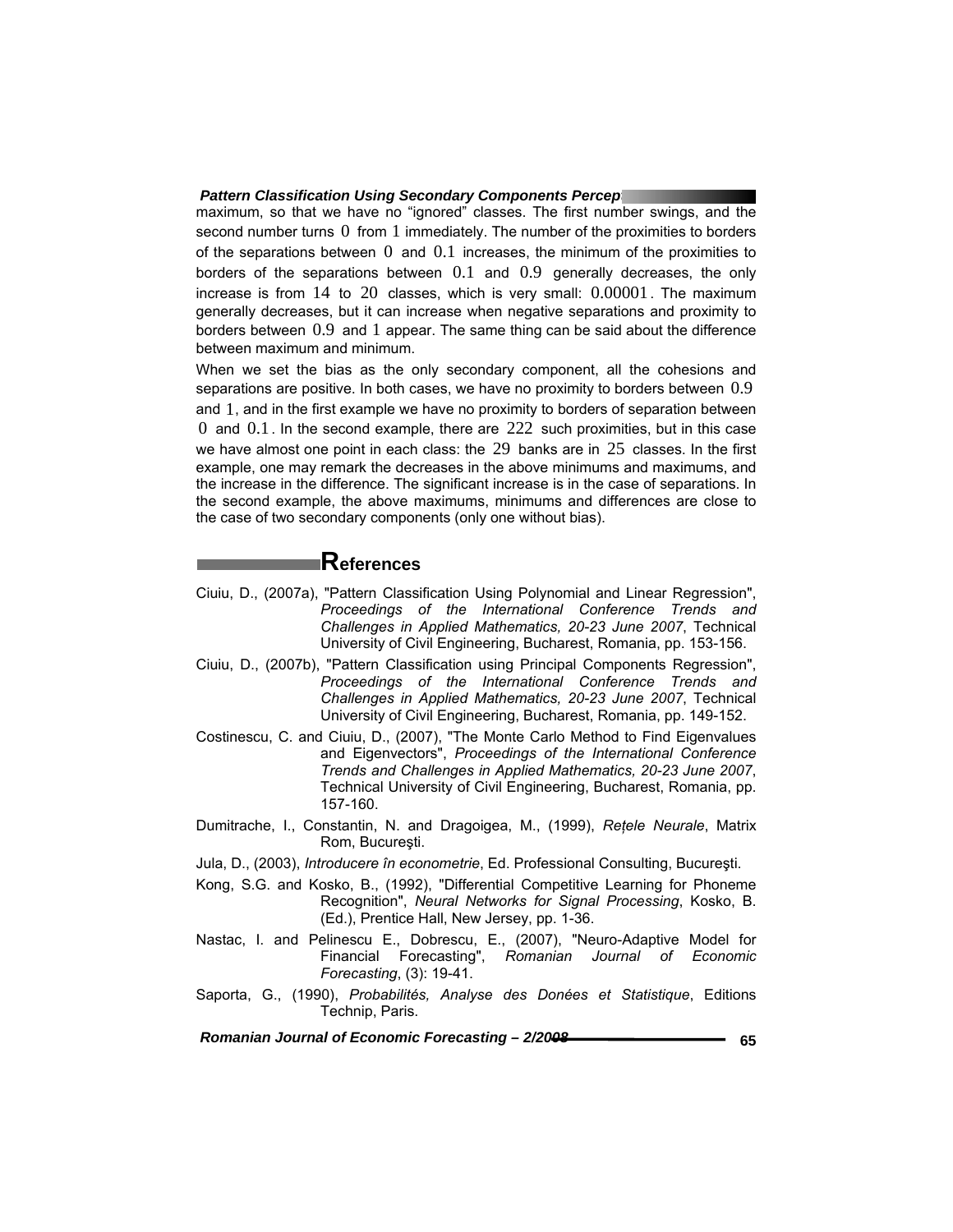maximum, so that we have no “ignored” classes. The first number swings, and the second number turns $0$ from $1$ immediately. The number of the proximities to borders of the separations between $0$ and $0.1$ increases, the minimum of the proximities to borders of the separations between $0.1$ and $0.9$ generally decreases, the only increase is from $14$ to $20$ classes, which is very small: $0.00001$. The maximum generally decreases, but it can increase when negative separations and proximity to borders between $0.9$ and $1$ appear. The same thing can be said about the difference between maximum and minimum.

When we set the bias as the only secondary component, all the cohesions and separations are positive. In both cases, we have no proximity to borders between $0.9$ and $1$, and in the first example we have no proximity to borders of separation between $0$ and $0.1$. In the second example, there are $222$ such proximities, but in this case we have almost one point in each class: the $29$ banks are in $25$ classes. In the first example, one may remark the decreases in the above minimums and maximums, and the increase in the difference. The significant increase is in the case of separations. In the second example, the above maximums, minimums and differences are close to the case of two secondary components (only one without bias).

## References

Ciuiu, D., (2007a), "Pattern Classification Using Polynomial and Linear Regression", *Proceedings of the International Conference Trends and Challenges in Applied Mathematics, 20-23 June 2007*, Technical University of Civil Engineering, Bucharest, Romania, pp. 153-156.

Ciuiu, D., (2007b), "Pattern Classification using Principal Components Regression", *Proceedings of the International Conference Trends and Challenges in Applied Mathematics, 20-23 June 2007*, Technical University of Civil Engineering, Bucharest, Romania, pp. 149-152.

Costinescu, C. and Ciuiu, D., (2007), "The Monte Carlo Method to Find Eigenvalues and Eigenvectors", *Proceedings of the International Conference Trends and Challenges in Applied Mathematics, 20-23 June 2007*, Technical University of Civil Engineering, Bucharest, Romania, pp. 157-160.

Dumitrache, I., Constantin, N. and Dragoigea, M., (1999), *Rețele Neurale*, Matrix Rom, Bucureşti.

Jula, D., (2003), *Introducere în econometrie*, Ed. Professional Consulting, Bucureşti.

Kong, S.G. and Kosko, B., (1992), "Differential Competitive Learning for Phoneme Recognition", *Neural Networks for Signal Processing*, Kosko, B. (Ed.), Prentice Hall, New Jersey, pp. 1-36.

Nastac, I. and Pelinescu E., Dobrescu, E., (2007), "Neuro-Adaptive Model for Financial Forecasting", *Romanian Journal of Economic Forecasting*, (3): 19-41.

Saporta, G., (1990), *Probabilités, Analyse des Donées et Statistique*, Editions Technip, Paris.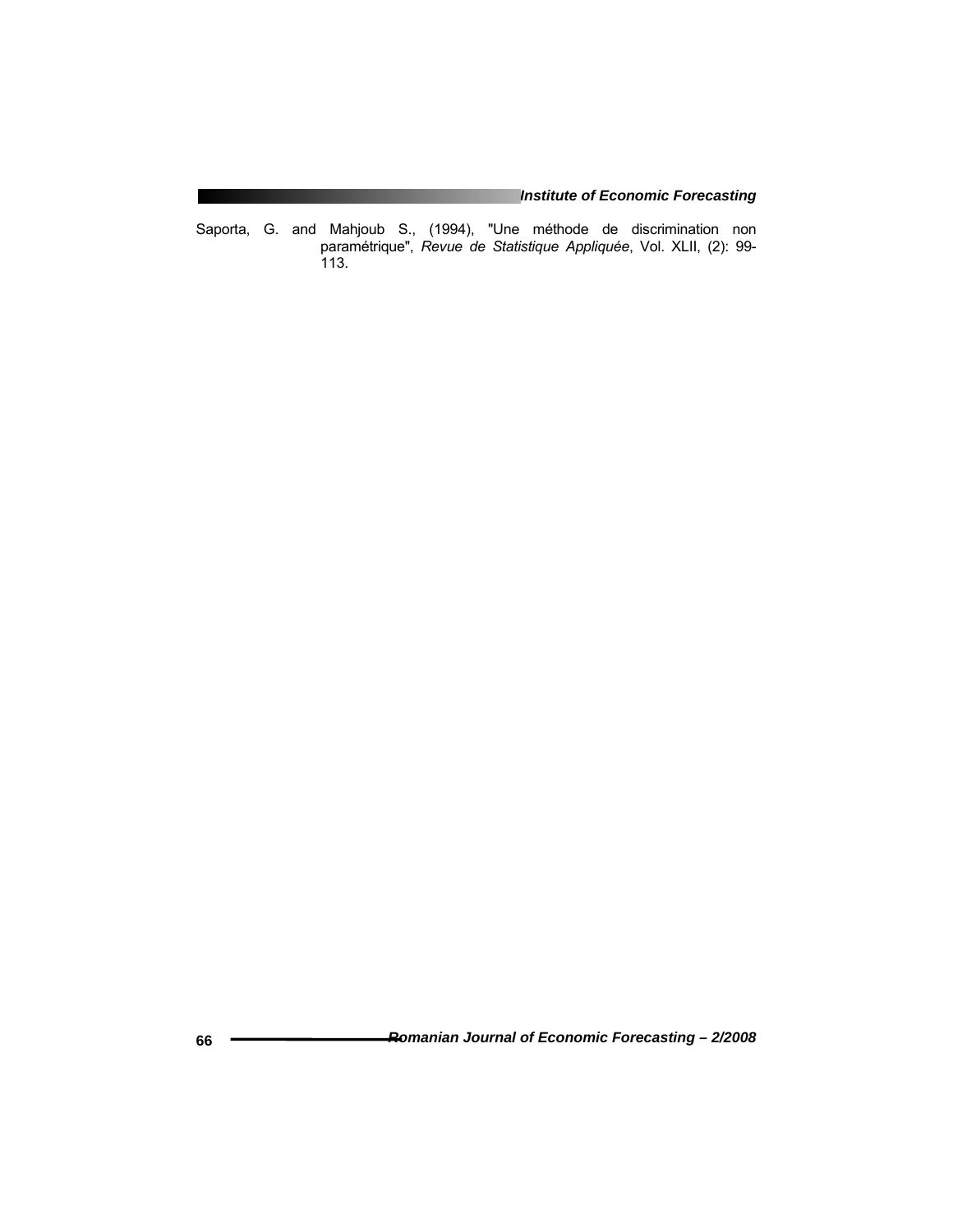Saporta, G. and Mahjoub S., (1994), "Une méthode de discrimination non paramétrique", *Revue de Statistique Appliquée*, Vol. XLII, (2): 99-113.